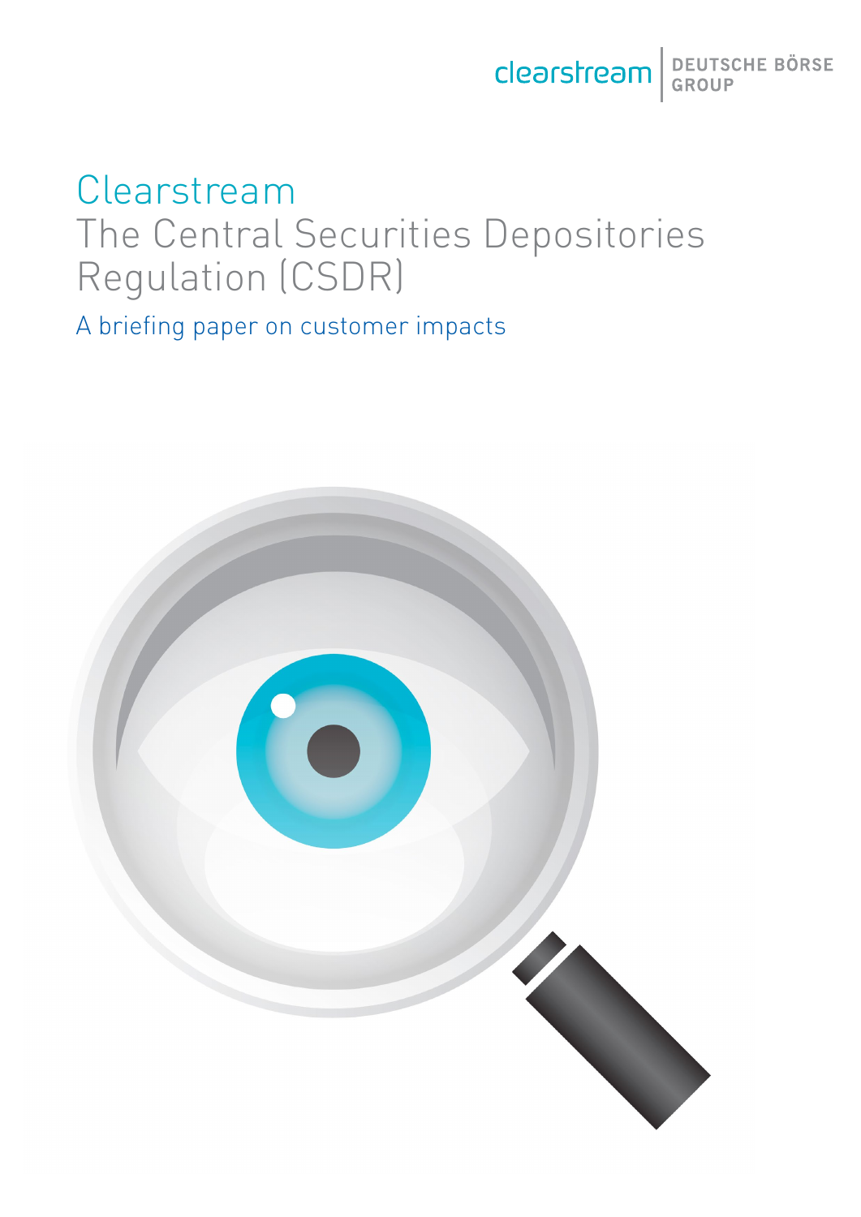# Clearstream

## The Central Securities Depositories Regulation (CSDR)

### A briefing paper on customer impacts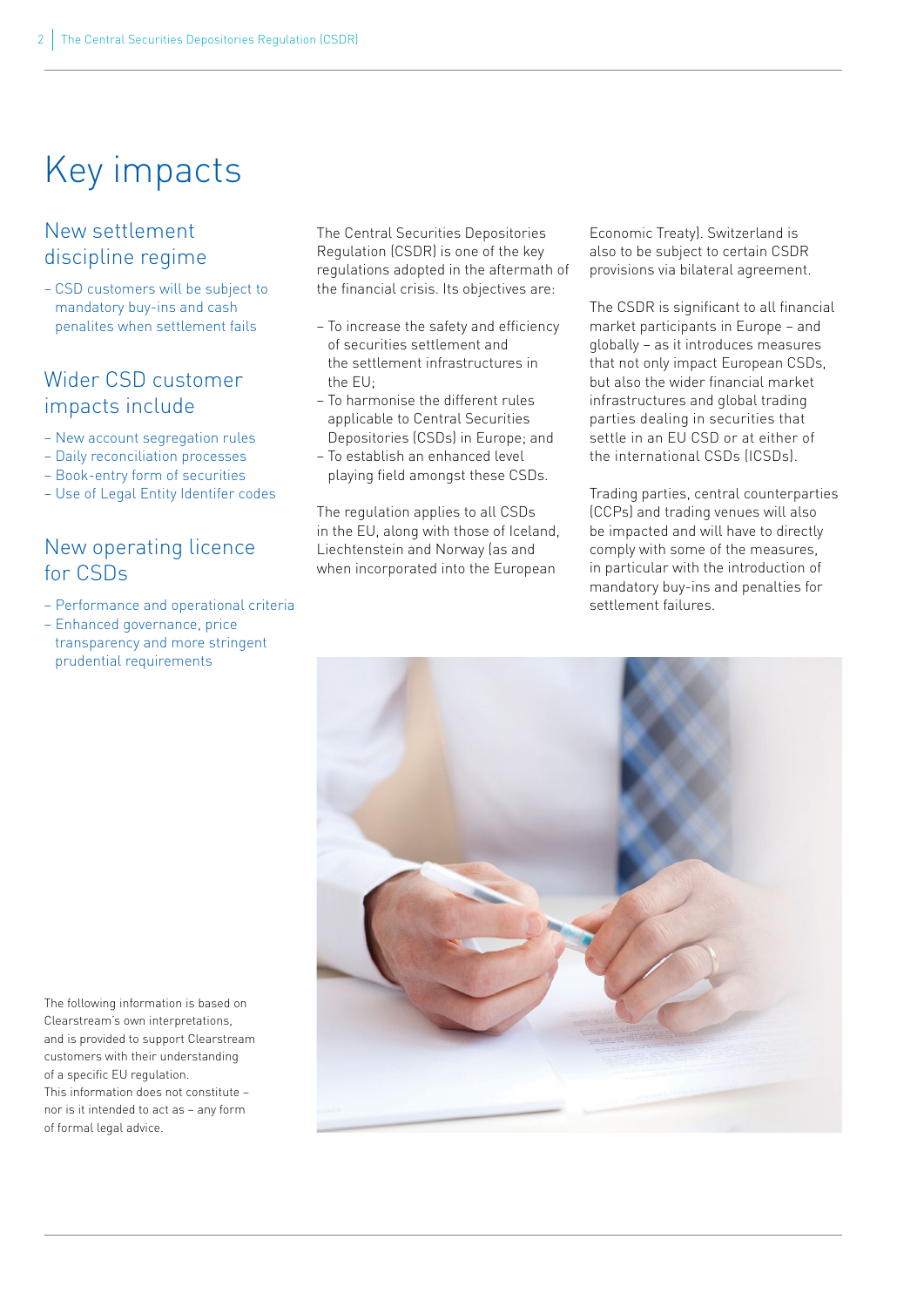# Key impacts

## New settlement discipline regime

- CSD customers will be subject to mandatory buy-ins and cash penalites when settlement fails

## Wider CSD customer impacts include

- New account segregation rules
- Daily reconciliation processes
- Book-entry form of securities
- Use of Legal Entity Identifer codes

## New operating licence for CSDs

- Performance and operational criteria
- Enhanced governance, price transparency and more stringent prudential requirements

The Central Securities Depositories Regulation (CSDR) is one of the key regulations adopted in the aftermath of the financial crisis. Its objectives are:

- To increase the safety and efficiency of securities settlement and the settlement infrastructures in the EU;
- To harmonise the different rules applicable to Central Securities Depositories (CSDs) in Europe; and
- To establish an enhanced level playing field amongst these CSDs.

The regulation applies to all CSDs in the EU, along with those of Iceland, Liechtenstein and Norway (as and when incorporated into the European Economic Treaty). Switzerland is also to be subject to certain CSDR provisions via bilateral agreement.

The CSDR is significant to all financial market participants in Europe – and globally – as it introduces measures that not only impact European CSDs, but also the wider financial market infrastructures and global trading parties dealing in securities that settle in an EU CSD or at either of the international CSDs (ICSDs).

Trading parties, central counterparties (CCPs) and trading venues will also be impacted and will have to directly comply with some of the measures, in particular with the introduction of mandatory buy-ins and penalties for settlement failures.

The following information is based on Clearstream's own interpretations, and is provided to support Clearstream customers with their understanding of a specific EU regulation. This information does not constitute – nor is it intended to act as – any form of formal legal advice.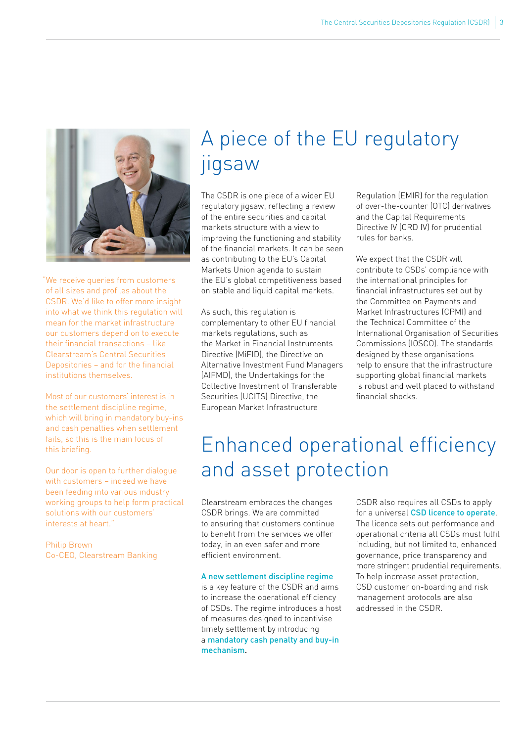"We receive queries from customers of all sizes and profiles about the CSDR. We'd like to offer more insight into what we think this regulation will mean for the market infrastructure our customers depend on to execute their financial transactions – like Clearstream's Central Securities Depositories – and for the financial institutions themselves.

Most of our customers' interest is in the settlement discipline regime, which will bring in mandatory buy-ins and cash penalties when settlement fails, so this is the main focus of this briefing.

Our door is open to further dialogue with customers – indeed we have been feeding into various industry working groups to help form practical solutions with our customers' interests at heart."

Philip Brown
Co-CEO, Clearstream Banking

# A piece of the EU regulatory jigsaw

The CSDR is one piece of a wider EU regulatory jigsaw, reflecting a review of the entire securities and capital markets structure with a view to improving the functioning and stability of the financial markets. It can be seen as contributing to the EU's Capital Markets Union agenda to sustain the EU's global competitiveness based on stable and liquid capital markets.

As such, this regulation is complementary to other EU financial markets regulations, such as the Market in Financial Instruments Directive (MiFID), the Directive on Alternative Investment Fund Managers (AIFMD), the Undertakings for the Collective Investment of Transferable Securities (UCITS) Directive, the European Market Infrastructure Regulation (EMIR) for the regulation of over-the-counter (OTC) derivatives and the Capital Requirements Directive IV (CRD IV) for prudential rules for banks.

We expect that the CSDR will contribute to CSDs' compliance with the international principles for financial infrastructures set out by the Committee on Payments and Market Infrastructures (CPMI) and the Technical Committee of the International Organisation of Securities Commissions (IOSCO). The standards designed by these organisations help to ensure that the infrastructure supporting global financial markets is robust and well placed to withstand financial shocks.

# Enhanced operational efficiency and asset protection

Clearstream embraces the changes CSDR brings. We are committed to ensuring that customers continue to benefit from the services we offer today, in an even safer and more efficient environment.

**A new settlement discipline regime** is a key feature of the CSDR and aims to increase the operational efficiency of CSDs. The regime introduces a host of measures designed to incentivise timely settlement by introducing a **mandatory cash penalty and buy-in mechanism**.

CSDR also requires all CSDs to apply for a universal **CSD licence to operate**. The licence sets out performance and operational criteria all CSDs must fulfil including, but not limited to, enhanced governance, price transparency and more stringent prudential requirements. To help increase asset protection, CSD customer on-boarding and risk management protocols are also addressed in the CSDR.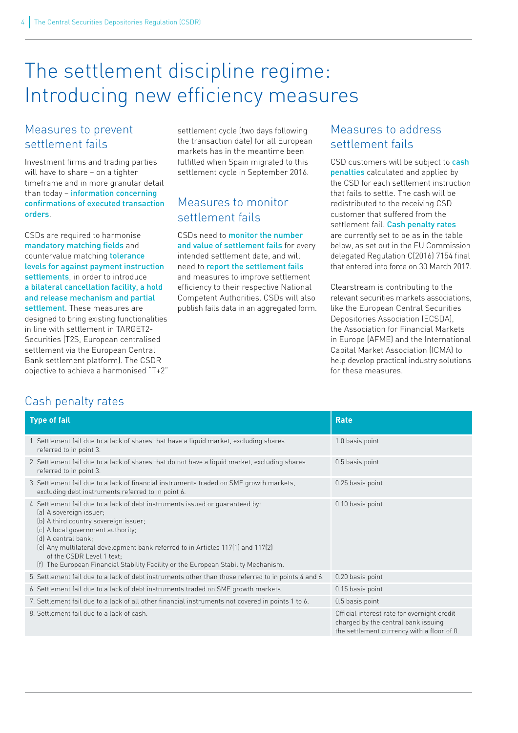# The settlement discipline regime: Introducing new efficiency measures

## Measures to prevent settlement fails

Investment firms and trading parties will have to share – on a tighter timeframe and in more granular detail than today – **information concerning confirmations of executed transaction orders**.

CSDs are required to harmonise **mandatory matching fields** and countervalue matching **tolerance levels for against payment instruction settlements**, in order to introduce **a bilateral cancellation facility, a hold and release mechanism and partial settlement**. These measures are designed to bring existing functionalities in line with settlement in TARGET2-Securities (T2S, European centralised settlement via the European Central Bank settlement platform). The CSDR objective to achieve a harmonised "T+2" settlement cycle (two days following the transaction date) for all European markets has in the meantime been fulfilled when Spain migrated to this settlement cycle in September 2016.

## Measures to monitor settlement fails

CSDs need to **monitor the number and value of settlement fails** for every intended settlement date, and will need to **report the settlement fails** and measures to improve settlement efficiency to their respective National Competent Authorities. CSDs will also publish fails data in an aggregated form.

## Measures to address settlement fails

CSD customers will be subject to **cash penalties** calculated and applied by the CSD for each settlement instruction that fails to settle. The cash will be redistributed to the receiving CSD customer that suffered from the settlement fail. **Cash penalty rates** are currently set to be as in the table below, as set out in the EU Commission delegated Regulation C(2016) 7154 final that entered into force on 30 March 2017.

Clearstream is contributing to the relevant securities markets associations, like the European Central Securities Depositories Association (ECSDA), the Association for Financial Markets in Europe (AFME) and the International Capital Market Association (ICMA) to help develop practical industry solutions for these measures.

## Cash penalty rates

| Type of fail | Rate |
|---|---|
| 1. Settlement fail due to a lack of shares that have a liquid market, excluding shares referred to in point 3. | 1.0 basis point |
| 2. Settlement fail due to a lack of shares that do not have a liquid market, excluding shares referred to in point 3. | 0.5 basis point |
| 3. Settlement fail due to a lack of financial instruments traded on SME growth markets, excluding debt instruments referred to in point 6. | 0.25 basis point |
| 4. Settlement fail due to a lack of debt instruments issued or guaranteed by:<br>(a) A sovereign issuer;<br>(b) A third country sovereign issuer;<br>(c) A local government authority;<br>(d) A central bank;<br>(e) Any multilateral development bank referred to in Articles 117(1) and 117(2) of the CSDR Level 1 text;<br>(f) The European Financial Stability Facility or the European Stability Mechanism. | 0.10 basis point |
| 5. Settlement fail due to a lack of debt instruments other than those referred to in points 4 and 6. | 0.20 basis point |
| 6. Settlement fail due to a lack of debt instruments traded on SME growth markets. | 0.15 basis point |
| 7. Settlement fail due to a lack of all other financial instruments not covered in points 1 to 6. | 0.5 basis point |
| 8. Settlement fail due to a lack of cash. | Official interest rate for overnight credit charged by the central bank issuing the settlement currency with a floor of 0. |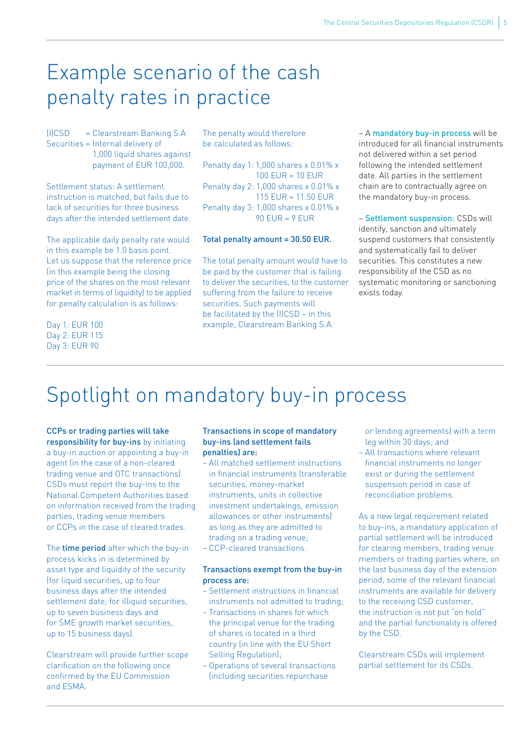# Example scenario of the cash penalty rates in practice

(I)CSD = Clearstream Banking S.A
Securities = Internal delivery of 1,000 liquid shares against payment of EUR 100,000.

Settlement status: A settlement instruction is matched, but fails due to lack of securities for three business days after the intended settlement date.

The applicable daily penalty rate would in this example be 1.0 basis point. Let us suppose that the reference price (in this example being the closing price of the shares on the most relevant market in terms of liquidity) to be applied for penalty calculation is as follows:

Day 1: EUR 100
Day 2: EUR 115
Day 3: EUR 90

The penalty would therefore be calculated as follows:

Penalty day 1: 1,000 shares x 0.01% x 100 EUR = 10 EUR
Penalty day 2: 1,000 shares x 0.01% x 115 EUR = 11.50 EUR
Penalty day 3: 1,000 shares x 0.01% x 90 EUR = 9 EUR

**Total penalty amount = 30.50 EUR.**

The total penalty amount would have to be paid by the customer that is failing to deliver the securities, to the customer suffering from the failure to receive securities. Such payments will be facilitated by the (I)CSD – in this example, Clearstream Banking S.A.

– A **mandatory buy-in process** will be introduced for all financial instruments not delivered within a set period following the intended settlement date. All parties in the settlement chain are to contractually agree on the mandatory buy-in process.

– **Settlement suspension**: CSDs will identify, sanction and ultimately suspend customers that consistently and systematically fail to deliver securities. This constitutes a new responsibility of the CSD as no systematic monitoring or sanctioning exists today.

# Spotlight on mandatory buy-in process

**CCPs or trading parties will take responsibility for buy-ins** by initiating a buy-in auction or appointing a buy-in agent (in the case of a non-cleared trading venue and OTC transactions). CSDs must report the buy-ins to the National Competent Authorities based on information received from the trading parties, trading venue members or CCPs in the case of cleared trades.

The **time period** after which the buy-in process kicks in is determined by asset type and liquidity of the security (for liquid securities, up to four business days after the intended settlement date; for illiquid securities, up to seven business days and for SME growth market securities, up to 15 business days).

Clearstream will provide further scope clarification on the following once confirmed by the EU Commission and ESMA.

**Transactions in scope of mandatory buy-ins (and settlement fails penalties) are:**

- All matched settlement instructions in financial instruments (transferable securities, money-market instruments, units in collective investment undertakings, emission allowances or other instruments) as long as they are admitted to trading on a trading venue;
- CCP-cleared transactions.

**Transactions exempt from the buy-in process are:**

- Settlement instructions in financial instruments not admitted to trading;
- Transactions in shares for which the principal venue for the trading of shares is located in a third country (in line with the EU Short Selling Regulation);
- Operations of several transactions (including securities repurchase or lending agreements) with a term leg within 30 days; and
- All transactions where relevant financial instruments no longer exist or during the settlement suspension period in case of reconciliation problems.

As a new legal requirement related to buy-ins, a mandatory application of partial settlement will be introduced for clearing members, trading venue members or trading parties where, on the last business day of the extension period, some of the relevant financial instruments are available for delivery to the receiving CSD customer, the instruction is not put "on hold" and the partial functionality is offered by the CSD.

Clearstream CSDs will implement partial settlement for its CSDs.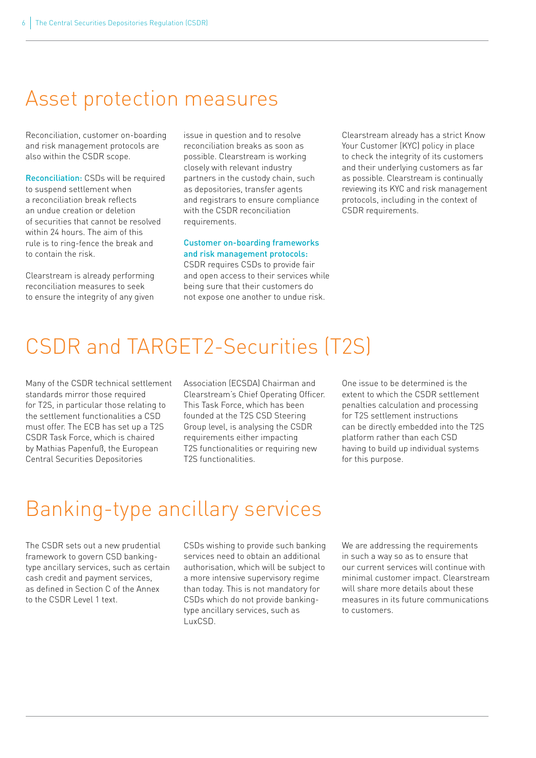# Asset protection measures

Reconciliation, customer on-boarding and risk management protocols are also within the CSDR scope.

**Reconciliation:** CSDs will be required to suspend settlement when a reconciliation break reflects an undue creation or deletion of securities that cannot be resolved within 24 hours. The aim of this rule is to ring-fence the break and to contain the risk.

Clearstream is already performing reconciliation measures to seek to ensure the integrity of any given issue in question and to resolve reconciliation breaks as soon as possible. Clearstream is working closely with relevant industry partners in the custody chain, such as depositories, transfer agents and registrars to ensure compliance with the CSDR reconciliation requirements.

**Customer on-boarding frameworks and risk management protocols:** CSDR requires CSDs to provide fair and open access to their services while being sure that their customers do not expose one another to undue risk.

Clearstream already has a strict Know Your Customer (KYC) policy in place to check the integrity of its customers and their underlying customers as far as possible. Clearstream is continually reviewing its KYC and risk management protocols, including in the context of CSDR requirements.

# CSDR and TARGET2-Securities (T2S)

Many of the CSDR technical settlement standards mirror those required for T2S, in particular those relating to the settlement functionalities a CSD must offer. The ECB has set up a T2S CSDR Task Force, which is chaired by Mathias Papenfuß, the European Central Securities Depositories Association (ECSDA) Chairman and Clearstream's Chief Operating Officer. This Task Force, which has been founded at the T2S CSD Steering Group level, is analysing the CSDR requirements either impacting T2S functionalities or requiring new T2S functionalities.

One issue to be determined is the extent to which the CSDR settlement penalties calculation and processing for T2S settlement instructions can be directly embedded into the T2S platform rather than each CSD having to build up individual systems for this purpose.

# Banking-type ancillary services

The CSDR sets out a new prudential framework to govern CSD banking-type ancillary services, such as certain cash credit and payment services, as defined in Section C of the Annex to the CSDR Level 1 text.

CSDs wishing to provide such banking services need to obtain an additional authorisation, which will be subject to a more intensive supervisory regime than today. This is not mandatory for CSDs which do not provide banking-type ancillary services, such as LuxCSD.

We are addressing the requirements in such a way so as to ensure that our current services will continue with minimal customer impact. Clearstream will share more details about these measures in its future communications to customers.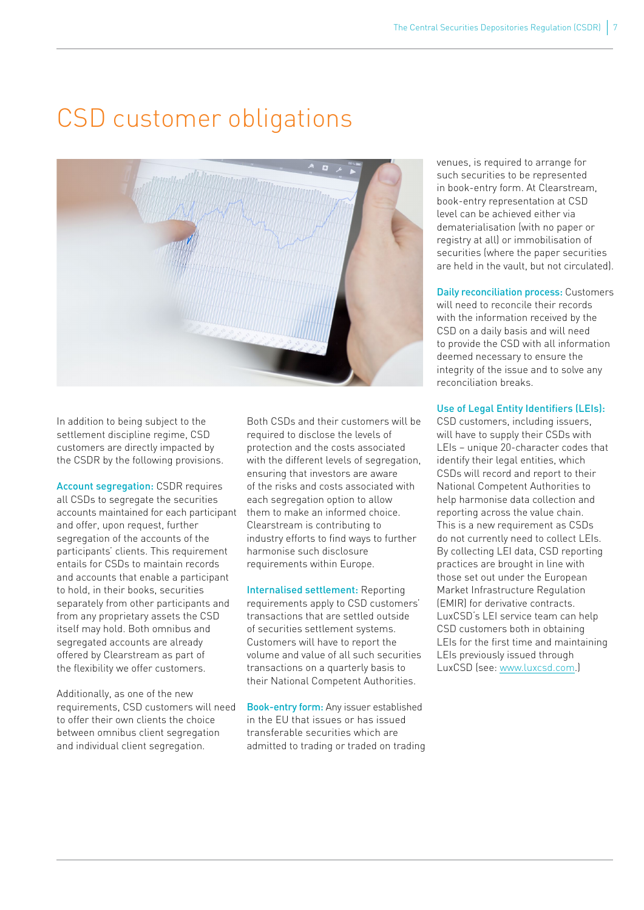# CSD customer obligations

In addition to being subject to the settlement discipline regime, CSD customers are directly impacted by the CSDR by the following provisions.

**Account segregation:** CSDR requires all CSDs to segregate the securities accounts maintained for each participant and offer, upon request, further segregation of the accounts of the participants' clients. This requirement entails for CSDs to maintain records and accounts that enable a participant to hold, in their books, securities separately from other participants and from any proprietary assets the CSD itself may hold. Both omnibus and segregated accounts are already offered by Clearstream as part of the flexibility we offer customers.

Additionally, as one of the new requirements, CSD customers will need to offer their own clients the choice between omnibus client segregation and individual client segregation.

Both CSDs and their customers will be required to disclose the levels of protection and the costs associated with the different levels of segregation, ensuring that investors are aware of the risks and costs associated with each segregation option to allow them to make an informed choice. Clearstream is contributing to industry efforts to find ways to further harmonise such disclosure requirements within Europe.

**Internalised settlement:** Reporting requirements apply to CSD customers' transactions that are settled outside of securities settlement systems. Customers will have to report the volume and value of all such securities transactions on a quarterly basis to their National Competent Authorities.

**Book-entry form:** Any issuer established in the EU that issues or has issued transferable securities which are admitted to trading or traded on trading venues, is required to arrange for such securities to be represented in book-entry form. At Clearstream, book-entry representation at CSD level can be achieved either via dematerialisation (with no paper or registry at all) or immobilisation of securities (where the paper securities are held in the vault, but not circulated).

**Daily reconciliation process:** Customers will need to reconcile their records with the information received by the CSD on a daily basis and will need to provide the CSD with all information deemed necessary to ensure the integrity of the issue and to solve any reconciliation breaks.

**Use of Legal Entity Identifiers (LEIs):** CSD customers, including issuers, will have to supply their CSDs with LEIs – unique 20-character codes that identify their legal entities, which CSDs will record and report to their National Competent Authorities to help harmonise data collection and reporting across the value chain. This is a new requirement as CSDs do not currently need to collect LEIs. By collecting LEI data, CSD reporting practices are brought in line with those set out under the European Market Infrastructure Regulation (EMIR) for derivative contracts. LuxCSD's LEI service team can help CSD customers both in obtaining LEIs for the first time and maintaining LEIs previously issued through LuxCSD (see: www.luxcsd.com.)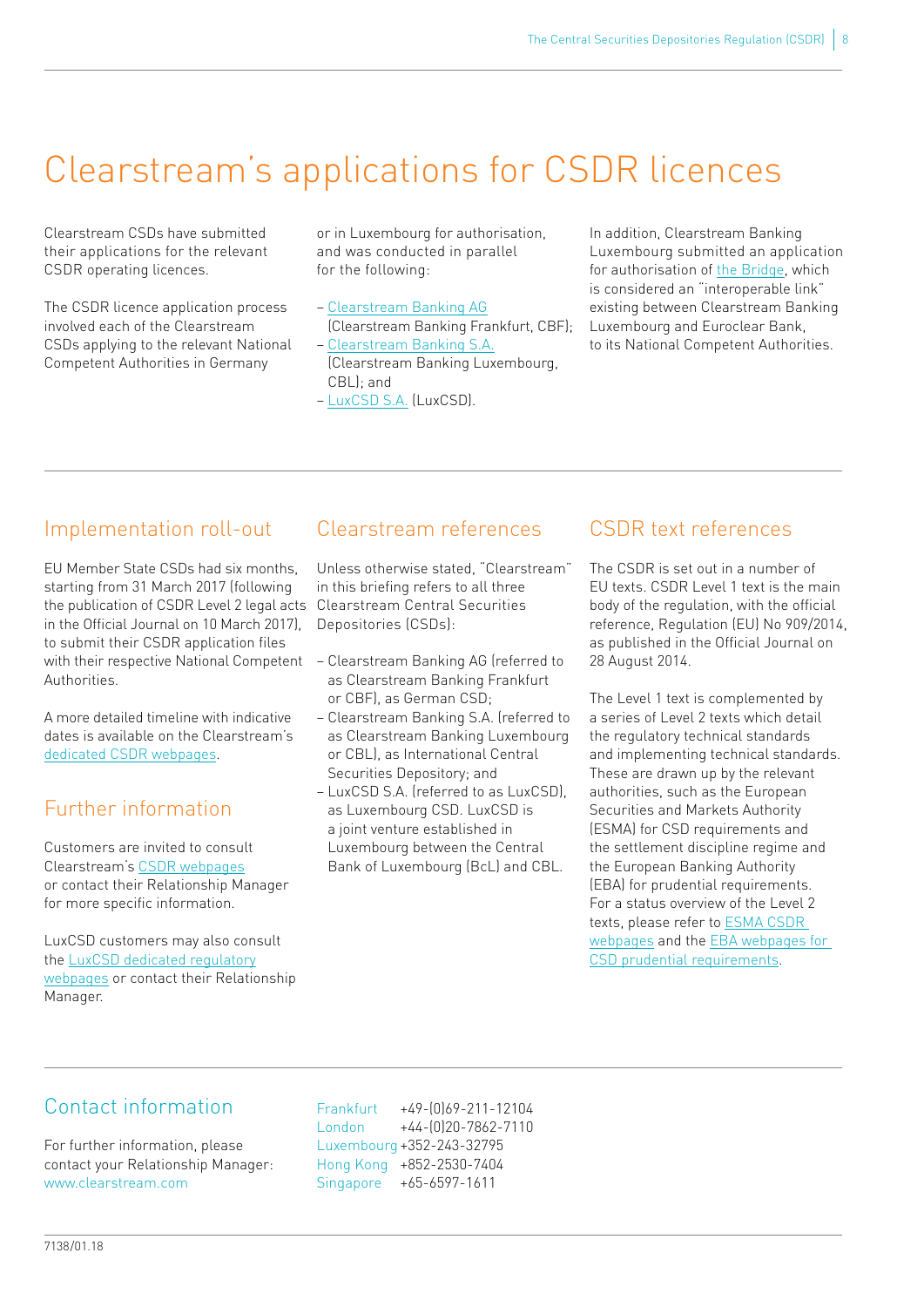# Clearstream's applications for CSDR licences

Clearstream CSDs have submitted their applications for the relevant CSDR operating licences.

The CSDR licence application process involved each of the Clearstream CSDs applying to the relevant National Competent Authorities in Germany or in Luxembourg for authorisation, and was conducted in parallel for the following:

- Clearstream Banking AG (Clearstream Banking Frankfurt, CBF);
- Clearstream Banking S.A. (Clearstream Banking Luxembourg, CBL); and
- LuxCSD S.A. (LuxCSD).

In addition, Clearstream Banking Luxembourg submitted an application for authorisation of the Bridge, which is considered an "interoperable link" existing between Clearstream Banking Luxembourg and Euroclear Bank, to its National Competent Authorities.

## Implementation roll-out

EU Member State CSDs had six months, starting from 31 March 2017 (following the publication of CSDR Level 2 legal acts in the Official Journal on 10 March 2017), to submit their CSDR application files with their respective National Competent Authorities.

A more detailed timeline with indicative dates is available on the Clearstream's dedicated CSDR webpages.

## Further information

Customers are invited to consult Clearstream's CSDR webpages or contact their Relationship Manager for more specific information.

LuxCSD customers may also consult the LuxCSD dedicated regulatory webpages or contact their Relationship Manager.

## Clearstream references

Unless otherwise stated, "Clearstream" in this briefing refers to all three Clearstream Central Securities Depositories (CSDs):

- Clearstream Banking AG (referred to as Clearstream Banking Frankfurt or CBF), as German CSD;
- Clearstream Banking S.A. (referred to as Clearstream Banking Luxembourg or CBL), as International Central Securities Depository; and
- LuxCSD S.A. (referred to as LuxCSD), as Luxembourg CSD. LuxCSD is a joint venture established in Luxembourg between the Central Bank of Luxembourg (BcL) and CBL.

## CSDR text references

The CSDR is set out in a number of EU texts. CSDR Level 1 text is the main body of the regulation, with the official reference, Regulation (EU) No 909/2014, as published in the Official Journal on 28 August 2014.

The Level 1 text is complemented by a series of Level 2 texts which detail the regulatory technical standards and implementing technical standards. These are drawn up by the relevant authorities, such as the European Securities and Markets Authority (ESMA) for CSD requirements and the settlement discipline regime and the European Banking Authority (EBA) for prudential requirements. For a status overview of the Level 2 texts, please refer to ESMA CSDR webpages and the EBA webpages for CSD prudential requirements.

## Contact information

For further information, please contact your Relationship Manager:
www.clearstream.com

| | |
|---|---|
| Frankfurt | +49-(0)69-211-12104 |
| London | +44-(0)20-7862-7110 |
| Luxembourg | +352-243-32795 |
| Hong Kong | +852-2530-7404 |
| Singapore | +65-6597-1611 |

7138/01.18